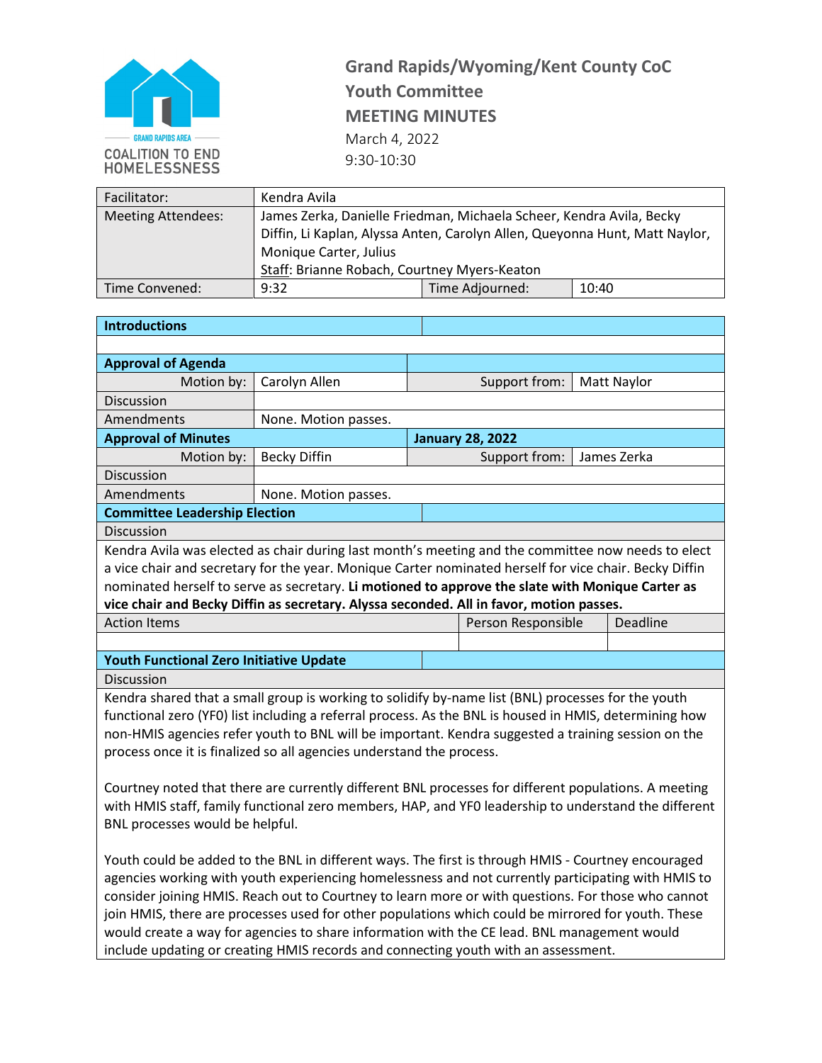GRAND RAPIDS AREA COALITION TO END HOMELESSNESS

# Grand Rapids/Wyoming/Kent County CoC
## Youth Committee
## MEETING MINUTES

March 4, 2022
9:30-10:30

| Facilitator: | Kendra Avila | | |
|---|---|---|---|
| Meeting Attendees: | James Zerka, Danielle Friedman, Michaela Scheer, Kendra Avila, Becky Diffin, Li Kaplan, Alyssa Anten, Carolyn Allen, Queyonna Hunt, Matt Naylor, Monique Carter, Julius<br>Staff: Brianne Robach, Courtney Myers-Keaton | | |
| Time Convened: | 9:32 | Time Adjourned: | 10:40 |

### Introductions

### Approval of Agenda

| Motion by: | Carolyn Allen | Support from: | Matt Naylor |
|---|---|---|---|
| Discussion | | | |
| Amendments | None. Motion passes. | | |

### Approval of Minutes — January 28, 2022

| Motion by: | Becky Diffin | Support from: | James Zerka |
|---|---|---|---|
| Discussion | | | |
| Amendments | None. Motion passes. | | |

### Committee Leadership Election

**Discussion**

Kendra Avila was elected as chair during last month's meeting and the committee now needs to elect a vice chair and secretary for the year. Monique Carter nominated herself for vice chair. Becky Diffin nominated herself to serve as secretary. **Li motioned to approve the slate with Monique Carter as vice chair and Becky Diffin as secretary. Alyssa seconded. All in favor, motion passes.**

| Action Items | Person Responsible | Deadline |
|---|---|---|
| | | |

### Youth Functional Zero Initiative Update

**Discussion**

Kendra shared that a small group is working to solidify by-name list (BNL) processes for the youth functional zero (YF0) list including a referral process. As the BNL is housed in HMIS, determining how non-HMIS agencies refer youth to BNL will be important. Kendra suggested a training session on the process once it is finalized so all agencies understand the process.

Courtney noted that there are currently different BNL processes for different populations. A meeting with HMIS staff, family functional zero members, HAP, and YF0 leadership to understand the different BNL processes would be helpful.

Youth could be added to the BNL in different ways. The first is through HMIS - Courtney encouraged agencies working with youth experiencing homelessness and not currently participating with HMIS to consider joining HMIS. Reach out to Courtney to learn more or with questions. For those who cannot join HMIS, there are processes used for other populations which could be mirrored for youth. These would create a way for agencies to share information with the CE lead. BNL management would include updating or creating HMIS records and connecting youth with an assessment.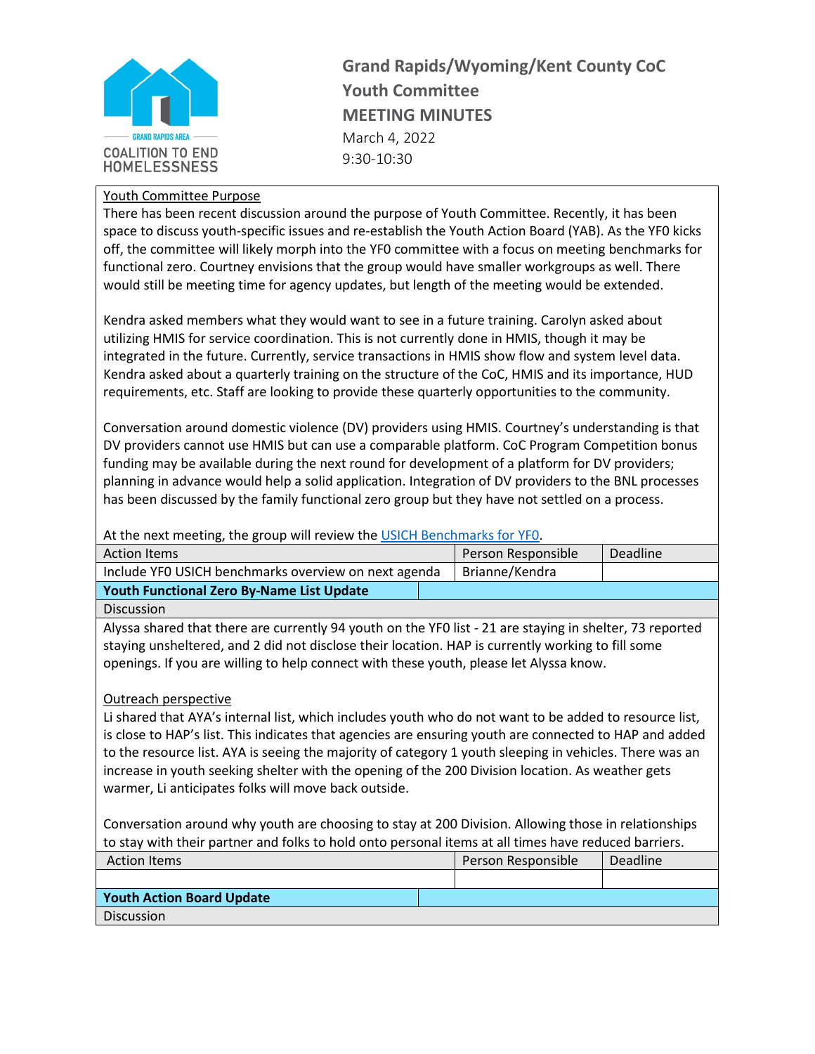# Grand Rapids/Wyoming/Kent County CoC
## Youth Committee
## MEETING MINUTES

March 4, 2022
9:30-10:30

<u>Youth Committee Purpose</u>

There has been recent discussion around the purpose of Youth Committee. Recently, it has been space to discuss youth-specific issues and re-establish the Youth Action Board (YAB). As the YF0 kicks off, the committee will likely morph into the YF0 committee with a focus on meeting benchmarks for functional zero. Courtney envisions that the group would have smaller workgroups as well. There would still be meeting time for agency updates, but length of the meeting would be extended.

Kendra asked members what they would want to see in a future training. Carolyn asked about utilizing HMIS for service coordination. This is not currently done in HMIS, though it may be integrated in the future. Currently, service transactions in HMIS show flow and system level data. Kendra asked about a quarterly training on the structure of the CoC, HMIS and its importance, HUD requirements, etc. Staff are looking to provide these quarterly opportunities to the community.

Conversation around domestic violence (DV) providers using HMIS. Courtney's understanding is that DV providers cannot use HMIS but can use a comparable platform. CoC Program Competition bonus funding may be available during the next round for development of a platform for DV providers; planning in advance would help a solid application. Integration of DV providers to the BNL processes has been discussed by the family functional zero group but they have not settled on a process.

At the next meeting, the group will review the USICH Benchmarks for YF0.

| Action Items | Person Responsible | Deadline |
|---|---|---|
| Include YF0 USICH benchmarks overview on next agenda | Brianne/Kendra | |

**Youth Functional Zero By-Name List Update**

Discussion

Alyssa shared that there are currently 94 youth on the YF0 list - 21 are staying in shelter, 73 reported staying unsheltered, and 2 did not disclose their location. HAP is currently working to fill some openings. If you are willing to help connect with these youth, please let Alyssa know.

<u>Outreach perspective</u>

Li shared that AYA's internal list, which includes youth who do not want to be added to resource list, is close to HAP's list. This indicates that agencies are ensuring youth are connected to HAP and added to the resource list. AYA is seeing the majority of category 1 youth sleeping in vehicles. There was an increase in youth seeking shelter with the opening of the 200 Division location. As weather gets warmer, Li anticipates folks will move back outside.

Conversation around why youth are choosing to stay at 200 Division. Allowing those in relationships to stay with their partner and folks to hold onto personal items at all times have reduced barriers.

| Action Items | Person Responsible | Deadline |
|---|---|---|
| | | |

**Youth Action Board Update**

Discussion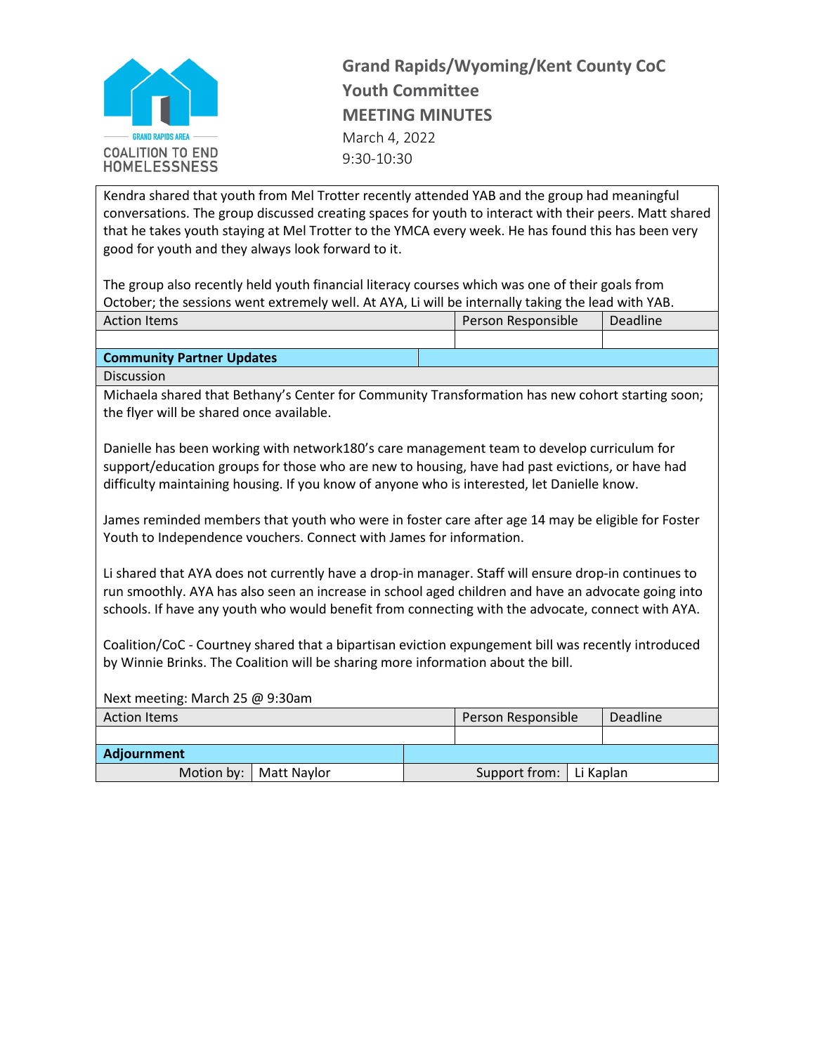**Grand Rapids/Wyoming/Kent County CoC**
**Youth Committee**
**MEETING MINUTES**
March 4, 2022
9:30-10:30

Kendra shared that youth from Mel Trotter recently attended YAB and the group had meaningful conversations. The group discussed creating spaces for youth to interact with their peers. Matt shared that he takes youth staying at Mel Trotter to the YMCA every week. He has found this has been very good for youth and they always look forward to it.

The group also recently held youth financial literacy courses which was one of their goals from October; the sessions went extremely well. At AYA, Li will be internally taking the lead with YAB.

| Action Items | Person Responsible | Deadline |
|---|---|---|
| | | |

## Community Partner Updates

Discussion

Michaela shared that Bethany's Center for Community Transformation has new cohort starting soon; the flyer will be shared once available.

Danielle has been working with network180's care management team to develop curriculum for support/education groups for those who are new to housing, have had past evictions, or have had difficulty maintaining housing. If you know of anyone who is interested, let Danielle know.

James reminded members that youth who were in foster care after age 14 may be eligible for Foster Youth to Independence vouchers. Connect with James for information.

Li shared that AYA does not currently have a drop-in manager. Staff will ensure drop-in continues to run smoothly. AYA has also seen an increase in school aged children and have an advocate going into schools. If have any youth who would benefit from connecting with the advocate, connect with AYA.

Coalition/CoC - Courtney shared that a bipartisan eviction expungement bill was recently introduced by Winnie Brinks. The Coalition will be sharing more information about the bill.

Next meeting: March 25 @ 9:30am

| Action Items | Person Responsible | Deadline |
|---|---|---|
| | | |

## Adjournment

| | | | |
|---|---|---|---|
| Motion by: | Matt Naylor | Support from: | Li Kaplan |